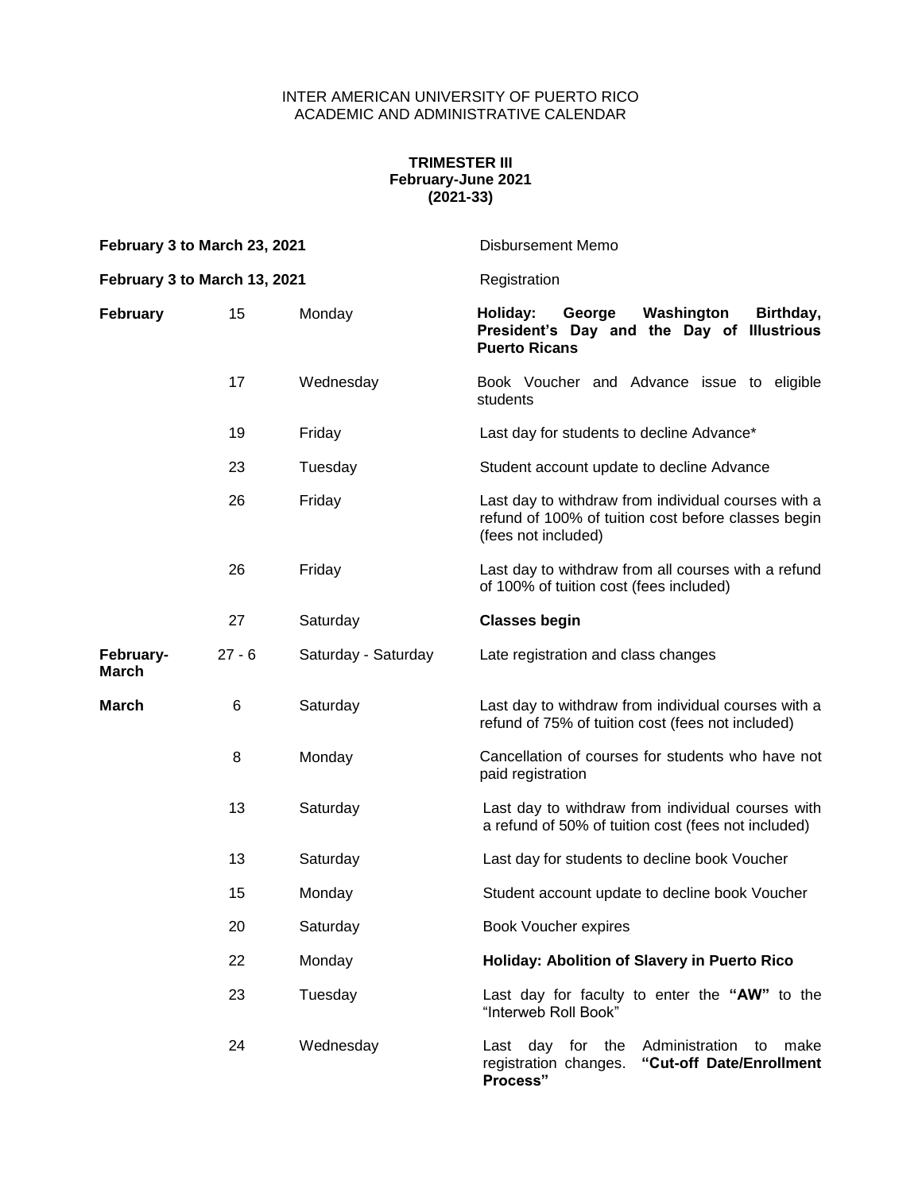INTER AMERICAN UNIVERSITY OF PUERTO RICO
ACADEMIC AND ADMINISTRATIVE CALENDAR

**TRIMESTER III**
**February-June 2021**
**(2021-33)**

| | | | |
|---|---|---|---|
| **February 3 to March 23, 2021** | | | Disbursement Memo |
| **February 3 to March 13, 2021** | | | Registration |
| **February** | 15 | Monday | **Holiday: George Washington Birthday, President's Day and the Day of Illustrious Puerto Ricans** |
| | 17 | Wednesday | Book Voucher and Advance issue to eligible students |
| | 19 | Friday | Last day for students to decline Advance* |
| | 23 | Tuesday | Student account update to decline Advance |
| | 26 | Friday | Last day to withdraw from individual courses with a refund of 100% of tuition cost before classes begin (fees not included) |
| | 26 | Friday | Last day to withdraw from all courses with a refund of 100% of tuition cost (fees included) |
| | 27 | Saturday | **Classes begin** |
| **February-March** | 27 - 6 | Saturday - Saturday | Late registration and class changes |
| **March** | 6 | Saturday | Last day to withdraw from individual courses with a refund of 75% of tuition cost (fees not included) |
| | 8 | Monday | Cancellation of courses for students who have not paid registration |
| | 13 | Saturday | Last day to withdraw from individual courses with a refund of 50% of tuition cost (fees not included) |
| | 13 | Saturday | Last day for students to decline book Voucher |
| | 15 | Monday | Student account update to decline book Voucher |
| | 20 | Saturday | Book Voucher expires |
| | 22 | Monday | **Holiday: Abolition of Slavery in Puerto Rico** |
| | 23 | Tuesday | Last day for faculty to enter the **"AW"** to the "Interweb Roll Book" |
| | 24 | Wednesday | Last day for the Administration to make registration changes. **"Cut-off Date/Enrollment Process"** |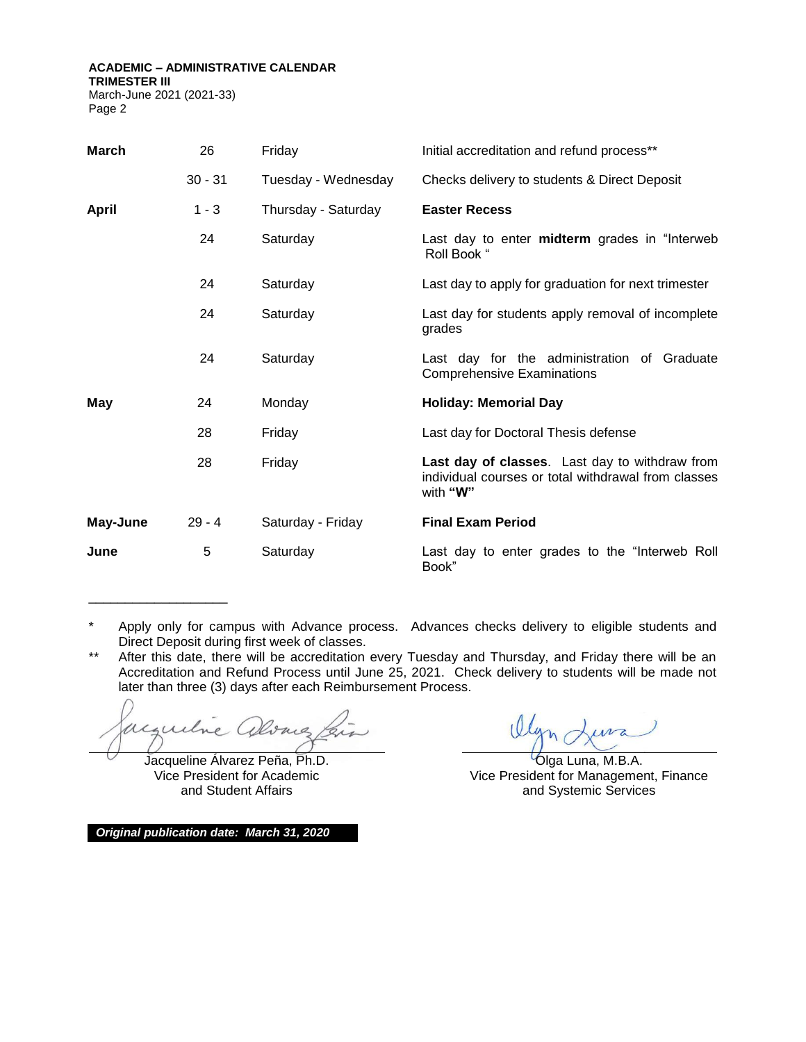**ACADEMIC – ADMINISTRATIVE CALENDAR**
**TRIMESTER III**
March-June 2021 (2021-33)

| | | | |
|---|---|---|---|
| **March** | 26 | Friday | Initial accreditation and refund process** |
| | 30 - 31 | Tuesday - Wednesday | Checks delivery to students & Direct Deposit |
| **April** | 1 - 3 | Thursday - Saturday | **Easter Recess** |
| | 24 | Saturday | Last day to enter **midterm** grades in "Interweb Roll Book " |
| | 24 | Saturday | Last day to apply for graduation for next trimester |
| | 24 | Saturday | Last day for students apply removal of incomplete grades |
| | 24 | Saturday | Last day for the administration of Graduate Comprehensive Examinations |
| **May** | 24 | Monday | **Holiday: Memorial Day** |
| | 28 | Friday | Last day for Doctoral Thesis defense |
| | 28 | Friday | **Last day of classes**. Last day to withdraw from individual courses or total withdrawal from classes with **"W"** |
| **May-June** | 29 - 4 | Saturday - Friday | **Final Exam Period** |
| **June** | 5 | Saturday | Last day to enter grades to the "Interweb Roll Book" |

---

\* Apply only for campus with Advance process. Advances checks delivery to eligible students and Direct Deposit during first week of classes.

\*\* After this date, there will be accreditation every Tuesday and Thursday, and Friday there will be an Accreditation and Refund Process until June 25, 2021. Check delivery to students will be made not later than three (3) days after each Reimbursement Process.

Jacqueline Álvarez Peña, Ph.D.
Vice President for Academic and Student Affairs

Olga Luna, M.B.A.
Vice President for Management, Finance and Systemic Services

***Original publication date: March 31, 2020***